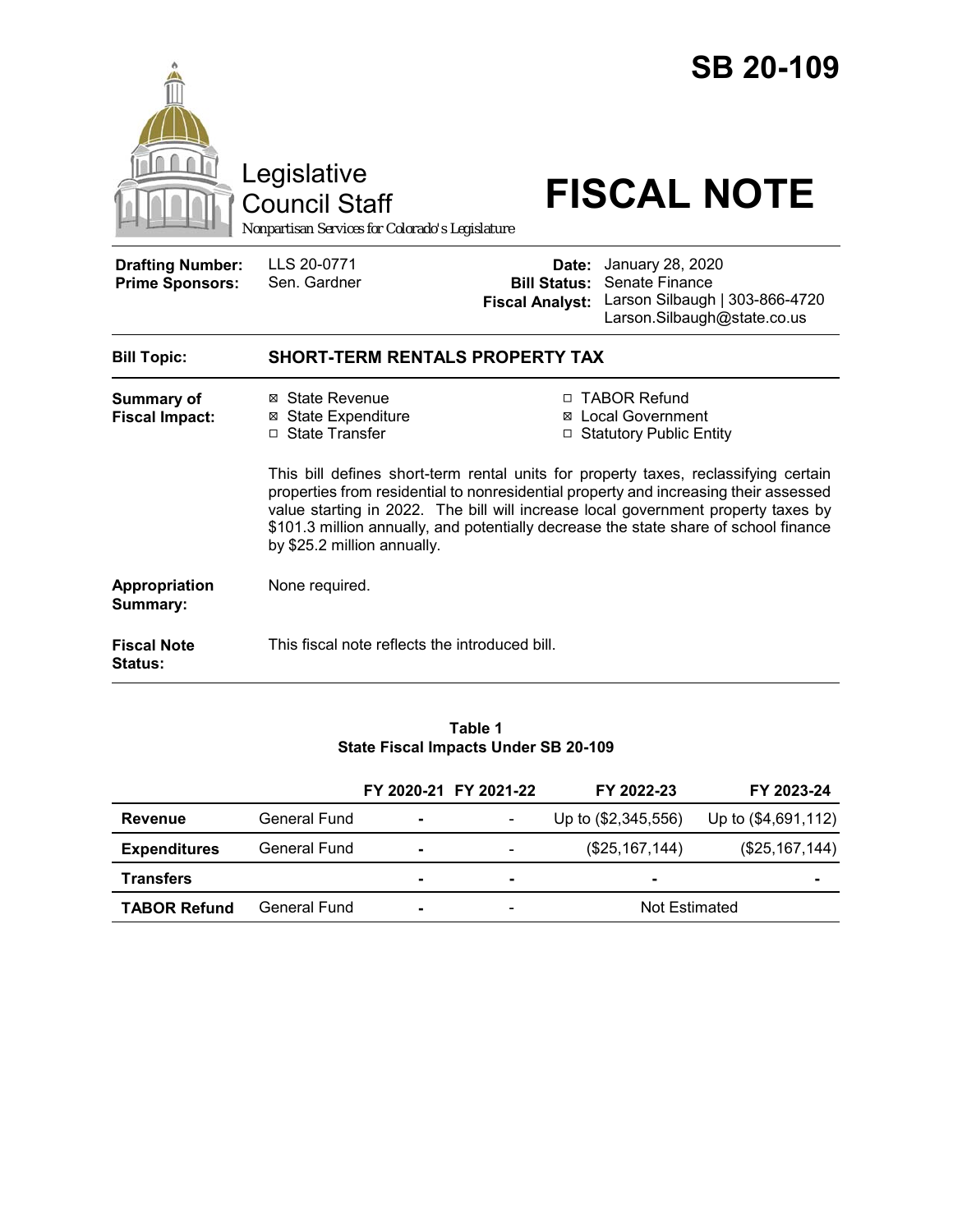# SB 20-109

Legislative Council Staff

*Nonpartisan Services for Colorado's Legislature*

# FISCAL NOTE

| | | | |
|---|---|---|---|
| **Drafting Number:** | LLS 20-0771 | **Date:** | January 28, 2020 |
| **Prime Sponsors:** | Sen. Gardner | **Bill Status:** | Senate Finance |
| | | **Fiscal Analyst:** | Larson Silbaugh \| 303-866-4720 Larson.Silbaugh@state.co.us |

**Bill Topic:** **SHORT-TERM RENTALS PROPERTY TAX**

**Summary of Fiscal Impact:**

- ☒ State Revenue
- ☒ State Expenditure
- ☐ State Transfer
- ☐ TABOR Refund
- ☒ Local Government
- ☐ Statutory Public Entity

This bill defines short-term rental units for property taxes, reclassifying certain properties from residential to nonresidential property and increasing their assessed value starting in 2022. The bill will increase local government property taxes by $101.3 million annually, and potentially decrease the state share of school finance by $25.2 million annually.

**Appropriation Summary:** None required.

**Fiscal Note Status:** This fiscal note reflects the introduced bill.

**Table 1**
**State Fiscal Impacts Under SB 20-109**

| | | FY 2020-21 | FY 2021-22 | FY 2022-23 | FY 2023-24 |
|---|---|---|---|---|---|
| **Revenue** | General Fund | - | - | Up to ($2,345,556) | Up to ($4,691,112) |
| **Expenditures** | General Fund | - | - | ($25,167,144) | ($25,167,144) |
| **Transfers** | | - | - | - | - |
| **TABOR Refund** | General Fund | - | - | Not Estimated | |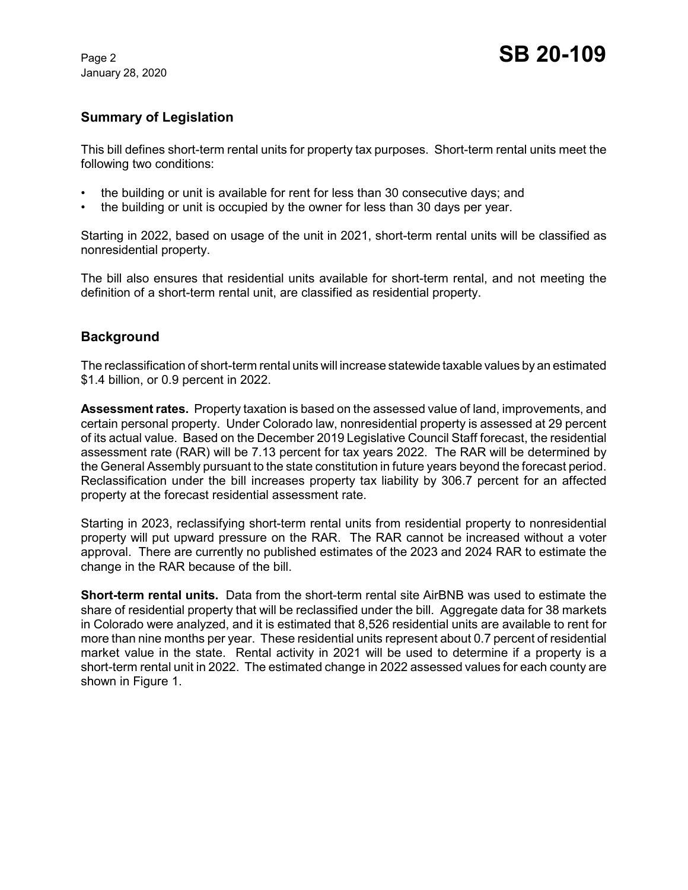## Summary of Legislation

This bill defines short-term rental units for property tax purposes. Short-term rental units meet the following two conditions:

- the building or unit is available for rent for less than 30 consecutive days; and
- the building or unit is occupied by the owner for less than 30 days per year.

Starting in 2022, based on usage of the unit in 2021, short-term rental units will be classified as nonresidential property.

The bill also ensures that residential units available for short-term rental, and not meeting the definition of a short-term rental unit, are classified as residential property.

## Background

The reclassification of short-term rental units will increase statewide taxable values by an estimated $1.4 billion, or 0.9 percent in 2022.

**Assessment rates.** Property taxation is based on the assessed value of land, improvements, and certain personal property. Under Colorado law, nonresidential property is assessed at 29 percent of its actual value. Based on the December 2019 Legislative Council Staff forecast, the residential assessment rate (RAR) will be 7.13 percent for tax years 2022. The RAR will be determined by the General Assembly pursuant to the state constitution in future years beyond the forecast period. Reclassification under the bill increases property tax liability by 306.7 percent for an affected property at the forecast residential assessment rate.

Starting in 2023, reclassifying short-term rental units from residential property to nonresidential property will put upward pressure on the RAR. The RAR cannot be increased without a voter approval. There are currently no published estimates of the 2023 and 2024 RAR to estimate the change in the RAR because of the bill.

**Short-term rental units.** Data from the short-term rental site AirBNB was used to estimate the share of residential property that will be reclassified under the bill. Aggregate data for 38 markets in Colorado were analyzed, and it is estimated that 8,526 residential units are available to rent for more than nine months per year. These residential units represent about 0.7 percent of residential market value in the state. Rental activity in 2021 will be used to determine if a property is a short-term rental unit in 2022. The estimated change in 2022 assessed values for each county are shown in Figure 1.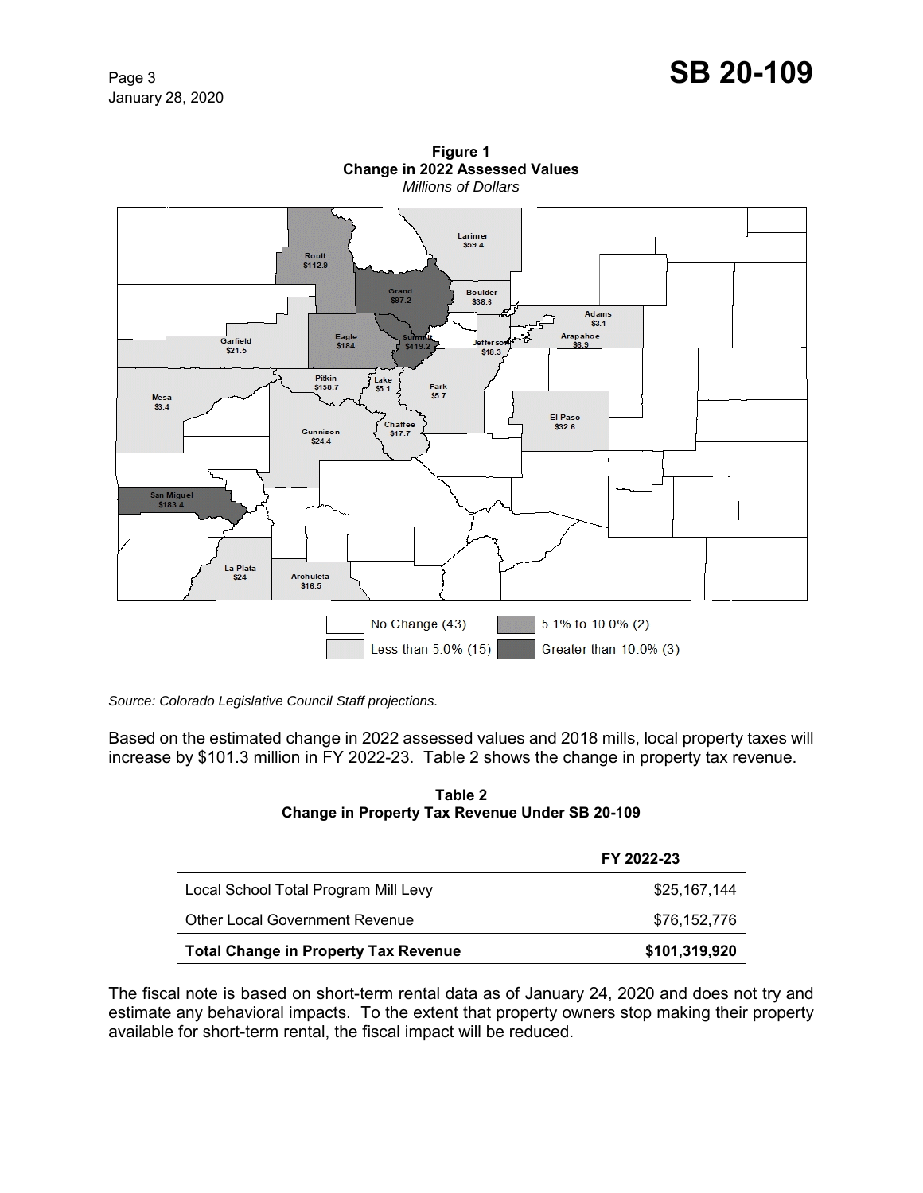**Figure 1**
**Change in 2022 Assessed Values**
*Millions of Dollars*

Routt $112.9
Larimer $59.4
Grand $97.2
Boulder $38.5
Adams $3.1
Garfield $21.5
Eagle $184
Summit $419.2
Jefferson $18.3
Arapahoe $6.9
Pitkin $158.7
Lake $5.1
Park $5.7
Mesa $3.4
El Paso $32.6
Chaffee $17.7
Gunnison $24.4
San Miguel $183.4
La Plata $24
Archuleta $16.5

No Change (43)
Less than 5.0% (15)
5.1% to 10.0% (2)
Greater than 10.0% (3)

*Source: Colorado Legislative Council Staff projections.*

Based on the estimated change in 2022 assessed values and 2018 mills, local property taxes will increase by $101.3 million in FY 2022-23. Table 2 shows the change in property tax revenue.

**Table 2**
**Change in Property Tax Revenue Under SB 20-109**

| | FY 2022-23 |
|---|---|
| Local School Total Program Mill Levy | $25,167,144 |
| Other Local Government Revenue | $76,152,776 |
| **Total Change in Property Tax Revenue** | **$101,319,920** |

The fiscal note is based on short-term rental data as of January 24, 2020 and does not try and estimate any behavioral impacts. To the extent that property owners stop making their property available for short-term rental, the fiscal impact will be reduced.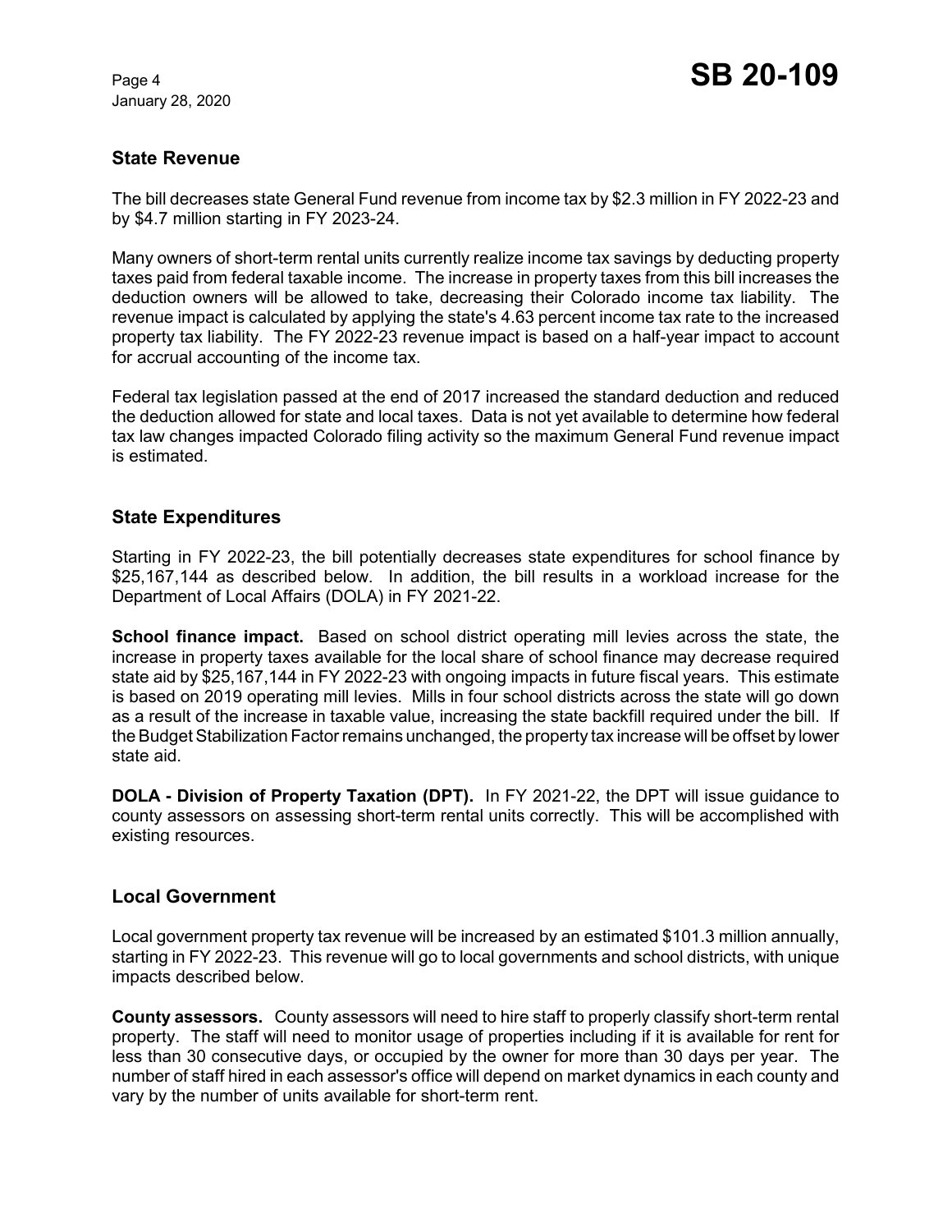## State Revenue

The bill decreases state General Fund revenue from income tax by $2.3 million in FY 2022-23 and by $4.7 million starting in FY 2023-24.

Many owners of short-term rental units currently realize income tax savings by deducting property taxes paid from federal taxable income. The increase in property taxes from this bill increases the deduction owners will be allowed to take, decreasing their Colorado income tax liability. The revenue impact is calculated by applying the state's 4.63 percent income tax rate to the increased property tax liability. The FY 2022-23 revenue impact is based on a half-year impact to account for accrual accounting of the income tax.

Federal tax legislation passed at the end of 2017 increased the standard deduction and reduced the deduction allowed for state and local taxes. Data is not yet available to determine how federal tax law changes impacted Colorado filing activity so the maximum General Fund revenue impact is estimated.

## State Expenditures

Starting in FY 2022-23, the bill potentially decreases state expenditures for school finance by $25,167,144 as described below. In addition, the bill results in a workload increase for the Department of Local Affairs (DOLA) in FY 2021-22.

**School finance impact.** Based on school district operating mill levies across the state, the increase in property taxes available for the local share of school finance may decrease required state aid by $25,167,144 in FY 2022-23 with ongoing impacts in future fiscal years. This estimate is based on 2019 operating mill levies. Mills in four school districts across the state will go down as a result of the increase in taxable value, increasing the state backfill required under the bill. If the Budget Stabilization Factor remains unchanged, the property tax increase will be offset by lower state aid.

**DOLA - Division of Property Taxation (DPT).** In FY 2021-22, the DPT will issue guidance to county assessors on assessing short-term rental units correctly. This will be accomplished with existing resources.

## Local Government

Local government property tax revenue will be increased by an estimated $101.3 million annually, starting in FY 2022-23. This revenue will go to local governments and school districts, with unique impacts described below.

**County assessors.** County assessors will need to hire staff to properly classify short-term rental property. The staff will need to monitor usage of properties including if it is available for rent for less than 30 consecutive days, or occupied by the owner for more than 30 days per year. The number of staff hired in each assessor's office will depend on market dynamics in each county and vary by the number of units available for short-term rent.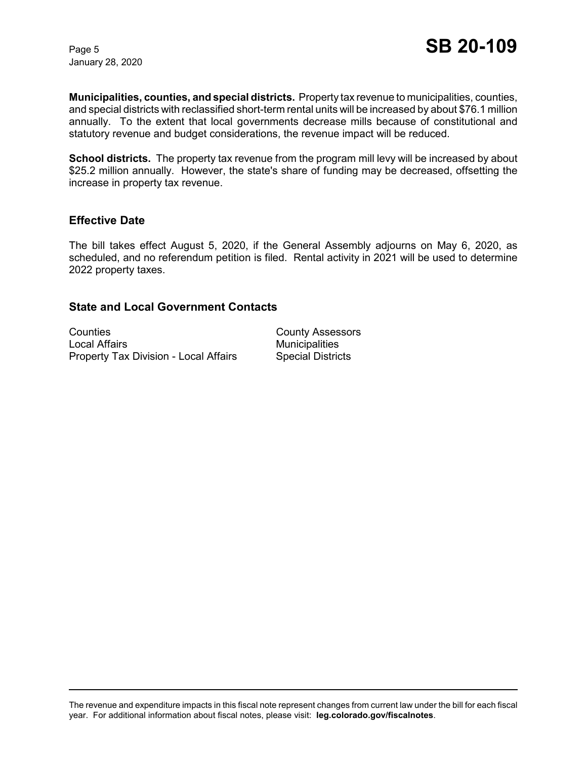**Municipalities, counties, and special districts.** Property tax revenue to municipalities, counties, and special districts with reclassified short-term rental units will be increased by about $76.1 million annually. To the extent that local governments decrease mills because of constitutional and statutory revenue and budget considerations, the revenue impact will be reduced.

**School districts.** The property tax revenue from the program mill levy will be increased by about $25.2 million annually. However, the state's share of funding may be decreased, offsetting the increase in property tax revenue.

## Effective Date

The bill takes effect August 5, 2020, if the General Assembly adjourns on May 6, 2020, as scheduled, and no referendum petition is filed. Rental activity in 2021 will be used to determine 2022 property taxes.

## State and Local Government Contacts

| | |
|---|---|
| Counties | County Assessors |
| Local Affairs | Municipalities |
| Property Tax Division - Local Affairs | Special Districts |

The revenue and expenditure impacts in this fiscal note represent changes from current law under the bill for each fiscal year. For additional information about fiscal notes, please visit: **leg.colorado.gov/fiscalnotes**.